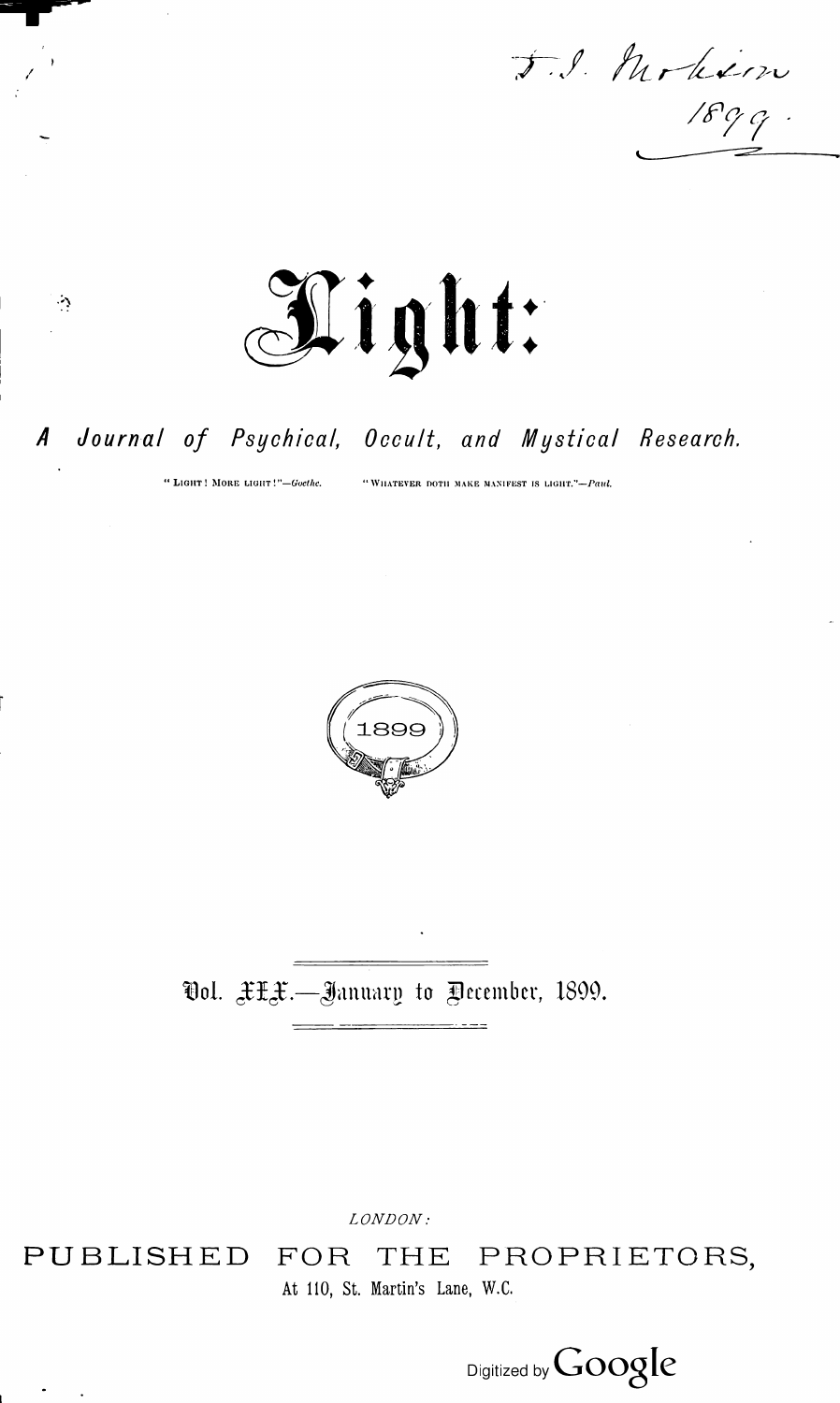J. S. Morton
1899.

# Light:

## *A Journal of Psychical, Occult, and Mystical Research.*

"LIGHT! MORE LIGHT!"—*Goethe.* "WHATEVER DOTH MAKE MANIFEST IS LIGHT."—*Paul.*

1899

Vol. XIX.—January to December, 1899.

*LONDON:*

PUBLISHED FOR THE PROPRIETORS,

At 110, St. Martin's Lane, W.C.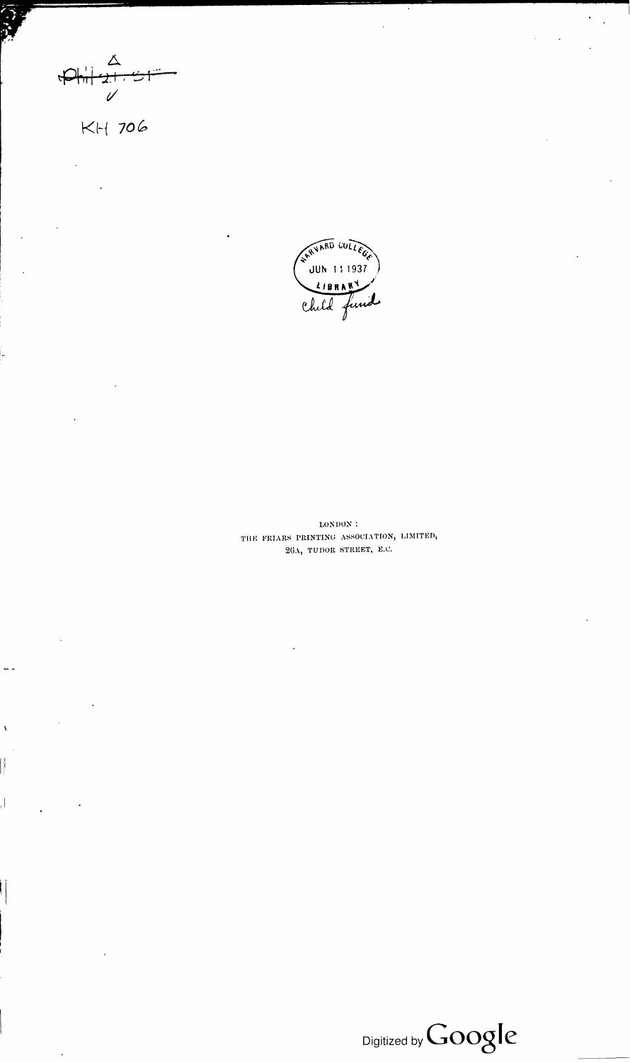KH 706

HARVARD COLLEGE
JUN 11 1937
LIBRARY
Child fund

LONDON:
THE FRIARS PRINTING ASSOCIATION, LIMITED,
26A, TUDOR STREET, E.C.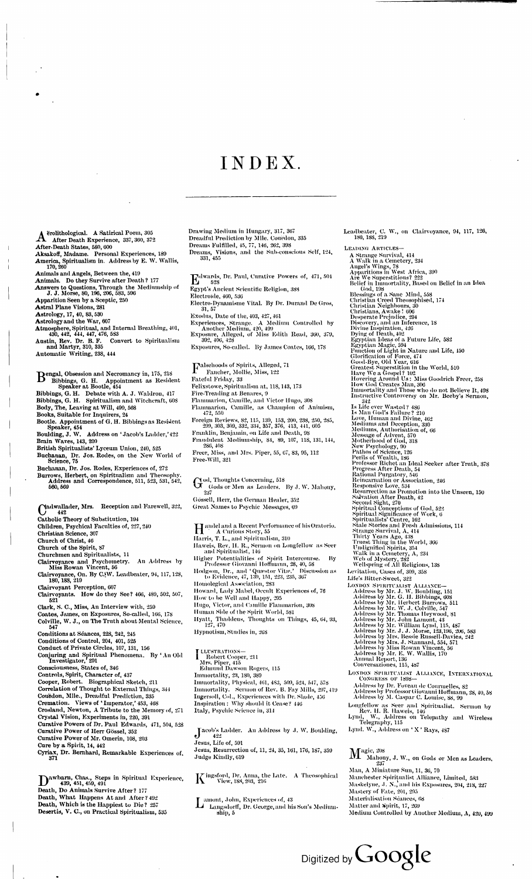# INDEX.

Aërolithological. A Satirical Poem, 305
After Death Experience, 337, 360, 372
After-Death States, 580, 600
Aksakoff, Madame. Personal Experiences, 180
America, Spiritualism in. Address by E. W. Wallis, 170, 260
Animals and Angels, Between the, 419
Animals. Do they Survive after Death? 177
Answers to Questions, Through the Mediumship of J. J. Morse, 80, 196, 206, 583, 596
Apparition Seen by a Sceptic, 250
Astral Plane Visions, 281
Astrology, 17, 40, 83, 530
Astrology and the War, 607
Atmosphere, Spiritual, and Internal Breathing, 401, 430, 442, 444, 447, 476, 583
Austin, Rev. Dr. B. F. Convert to Spiritualism and Martyr, 310, 335
Automatic Writing, 238, 444

Bengal, Obsession and Necromancy in, 175, 218
Bibbings, G. H. Appointment as Resident Speaker at Bootle, 454
Bibbings, G. H. Debate with A. J. Waldron, 417
Bibbings, G. H. Spiritualism and Witchcraft, 608
Body, The, Leaving at Will, 499, 568
Books, Suitable for Inquirers, 24
Bootle. Appointment of G. H. Bibbings as Resident Speaker, 454
Boulding, J. W. Address on 'Jacob's Ladder,' 422
Brain Waves, 143, 209
British Spiritualists' Lyceum Union, 240, 525
Buchanan, Dr. Jos. Rodes, on the New World of Science, 75
Buchanan, Dr. Jos. Rodes, Experiences of, 272
Burrows, Herbert, on Spiritualism and Theosophy. Address and Correspondence, 511, 523, 531, 542, 560, 569

Cadwallader, Mrs. Reception and Farewell, 322, 442
Catholic Theory of Substitution, 194
Children, Psychical Faculties of, 227, 240
Christian Science, 307
Church of Christ, 46
Church of the Spirit, 87
Churchmen and Spiritualists, 11
Clairvoyance and Psychometry. An Address by Miss Rowan Vincent, 56
Clairvoyance, On. By C. W. Leadbeater, 94, 117, 128, 180, 188, 219
Clairvoyant Perception, 607
Clairvoyants. How do they See? 466, 489, 502, 507, 521
Clark, S. C., Miss, An Interview with, 250
Coates, James, on Exposures, So-called, 166, 178
Colville, W. J., on The Truth about Mental Science, 547
Conditions at Séances, 228, 242, 245
Conditions of Control, 204, 401, 525
Conduct of Private Circles, 107, 131, 156
Conjuring and Spiritual Phenomena. By 'An Old Investigator,' 291
Consciousness, States of, 346
Controls, Spirit, Character of, 437
Cooper, Robert. Biographical Sketch, 211
Correlation of Thought to External Things, 344
Couédon, Mlle., Dreadful Prediction, 335
Cremation. Views of 'Imperator,' 453, 468
Crosland, Newton, A Tribute to the Memory of, 271
Crystal Vision, Experiments in, 220, 391
Curative Powers of Dr. Paul Edwards, 471, 504, 528
Curative Power of Herr Gössel, 352
Curative Power of Mr. Omerin, 108, 203
Cure by a Spirit, 14, 442
Cyriax, Dr. Bernhard, Remarkable Experiences of, 371

Dawbarn, Chas., Steps in Spiritual Experience, 439, 451, 459, 491
Death, Do Animals Survive After? 177
Death, What Happens At and After? 492
Death, Which is the Happiest to Die? 257
Desertis, V. C., on Practical Spiritualism, 535
Drawing Medium in Hungary, 317, 367
Dreadful Prediction by Mlle. Couédon, 335
Dreams Fulfilled, 45, 77, 146, 262, 398
Dreams, Visions, and the Sub-conscious Self, 124, 331, 455

Edwards, Dr. Paul, Curative Powers of, 471, 504, 528
Egypt's Ancient Scientific Religion, 388
Electroïde, 460, 536
Electro-Dynamisme Vital. By Dr. Durand De Gros, 31, 57
Exodus, Date of the, 403, 427, 461
Experiences, Strange. A Medium Controlled by Another Medium, 420, 499
Exposure, Alleged, of Miss Edith Read, 360, 379, 392, 406, 428
Exposures, So-called. By James Coates, 166, 178

Falsehoods of Spirits, Alleged, 71
Fancher, Mollie, Miss, 122
Fateful Friday, 33
Felixstowe, Spiritualism at, 118, 143, 173
Fire-Treading at Benares, 9
Flammarion, Camille, and Victor Hugo, 308
Flammarion, Camille, as Champion of Animism, 472, 550
Foreign Reviews, 82, 115, 130, 153, 200, 238, 250, 285, 299, 303, 309, 332, 334, 357, 376, 413, 441, 605
Franklin, Benjamin, on Life and Death, 98
Fraudulent Mediumship, 84, 89, 107, 118, 131, 144, 286, 408
Freer, Miss, and Mrs. Piper, 55, 67, 83, 95, 112
Free-Will, 321

God, Thoughts Concerning, 518
Gods or Men as Leaders. By J. W. Mahony, 237
Gössell, Herr, the German Healer, 352
Great Names to Psychic Messages, 69

Handel and a Recent Performance of his Oratorio. A Curious Story, 55
Harris, T. L., and Spiritualism, 310
Haweis, Rev. H. R., Sermon on Longfellow as Seer and Spiritualist, 140
Higher Potentialities of Spirit Intercourse. By Professor Giovanni Hoffmann, 28, 40, 58
Hodgson, Dr., and 'Questor Vitæ.' Discussion as to Evidence, 47, 139, 151, 223, 235, 367
Homological Association, 283
Howard, Lady Mabel, Occult Experiences of, 76
How to be Well and Happy, 295
Hugo, Victor, and Camille Flammarion, 308
Human Side of the Spirit World, 581
Hyatt, Thaddeus, Thoughts on Things, 45, 64, 93, 127, 470
Hypnotism, Studies in, 268

ILLUSTRATIONS—
Robert Cooper, 211
Mrs. Piper, 415
Edmund Dawson Rogers, 115
Immortality, 23, 189, 389
Immortality, Physical, 461, 483, 509, 524, 547, 578
Immortality. Sermon of Rev. B. Fay Mills, 297, 419
Ingersoll, Col., Experiences with Dr. Slade, 456
Inspiration: Why should it Cease? 446
Italy, Psychic Science in, 314

Jacob's Ladder. An Address by J. W. Boulding, 422
Jesus, Life of, 591
Jesus, Resurrection of, 11, 24, 35, 161, 176, 187, 359
Judge Kindly, 619

Kingsford, Dr. Anna, the Late. A Theosophical View, 188, 203, 216

Lamont, John, Experiences of, 43
Langsdorff, Dr. George, and his Son's Mediumship, 5
Leadbeater, C. W., on Clairvoyance, 94, 117, 128, 180, 188, 219

LEADING ARTICLES—
A Strange Survival, 414
A Walk in a Cemetery, 234
Angel's Wings, 78
Apparitions in West Africa, 390
Are We Superstitious? 222
Belief in Immortality, Based on Belief in an Idea of God, 198
Blessings of a Sane Mind, 558
Christian Creed Theosophised, 174
Christian Neighbours, 30
Christians, Awake! 606
Desperate Prejudice, 294
Discovery, and an Inference, 18
Divine Inspiration, 426
Dying of Death, 402
Egyptian Ideas of a Future Life, 582
Egyptian Magic, 594
Function of Light in Nature and Life, 150
Glorification of Force, 474
Good-Bye, Old Year, 616
Greatest Superstition in the World, 510
Have We a Gospel? 102
Hovering Around Us: Miss Goodrich Freer, 258
How God Creates Man, 366
Immortality and Those who do not Believe It, 498
Instructive Controversy on Mr. Beeby's Sermon, 342
Is Life ever Wasted? 486
Is Man God's Failure? 210
Love, Human and Divine, 462
Mediums and Deception, 330
Mediums, Authorisation of, 66
Message of Advent, 570
Motherhood of God, 318
New Psychology, 90
Pathos of Science, 126
Perils of Wealth, 186
Professor Richet an Ideal Seeker after Truth, 378
Progress After Death, 54
Rational Purgatory, 546
Reincarnation or Association, 246
Responsive Love, 534
Resurrection as Promotion into the Unseen, 150
Salvation After Death, 42
Second Sight, 270
Spiritual Conceptions of God, 522
Spiritual Significance of Work, 6
Spiritualists' Centre, 162
Stale Stories and Fresh Admissions, 114
Strange Survival, A, 414
Thirty Years Ago, 438
Truest Thing in the World, 306
Undignified Spirits, 354
Walk in a Cemetery, A, 234
Web of Mystery, 282
Wellspring of All Religions, 138
Levitation, Cases of, 309, 358
Life's Bitter-Sweet, 322

LONDON SPIRITUALIST ALLIANCE—
Address by Mr. J. W. Boulding, 151
Address by Mr. G. H. Bibbings, 608
Address by Mr. Herbert Burrows, 511
Address by Mr. W. J. Colville, 547
Address by Mr. Thomas Heywood, 81
Address by Mr. John Lamont, 43
Address by Mr. William Lynd, 115, 487
Address by Mr. J. J. Morse, 123, 196, 206, 583
Address by Mrs. Bessie Russell-Davies, 242
Address by Mrs. J. Stannard, 554, 571
Address by Miss Rowan Vincent, 56
Address by Mr. E. W. Wallis, 170
Annual Report, 136
Conversaziones, 115, 487

LONDON SPIRITUALIST ALLIANCE, INTERNATIONAL CONGRESS OF 1898—
Address by Dr. Foveau de Courmelles, 82
Address by Professor Giovanni Hoffmann, 28, 40, 58
Address by M. Caspar C. Lomise, 88, 99
Longfellow as Seer and Spiritualist. Sermon by Rev. H. R. Haweis, 140
Lynd, W., Address on Telepathy and Wireless Telegraphy, 115
Lynd, W., Address on 'X' Rays, 487

Magic, 208
Mahony, J. W., on Gods or Men as Leaders, 237
Man, A Miniature Sun, 11, 36, 70
Manchester Spiritualist Alliance, Limited, 583
Maskelyne, J. N., and his Exposures, 204, 218, 227
Mastery of Fate, 201, 295
Materialisation Séances, 68
Matter and Spirit, 17, 209
Medium Controlled by Another Medium, A, 420, 499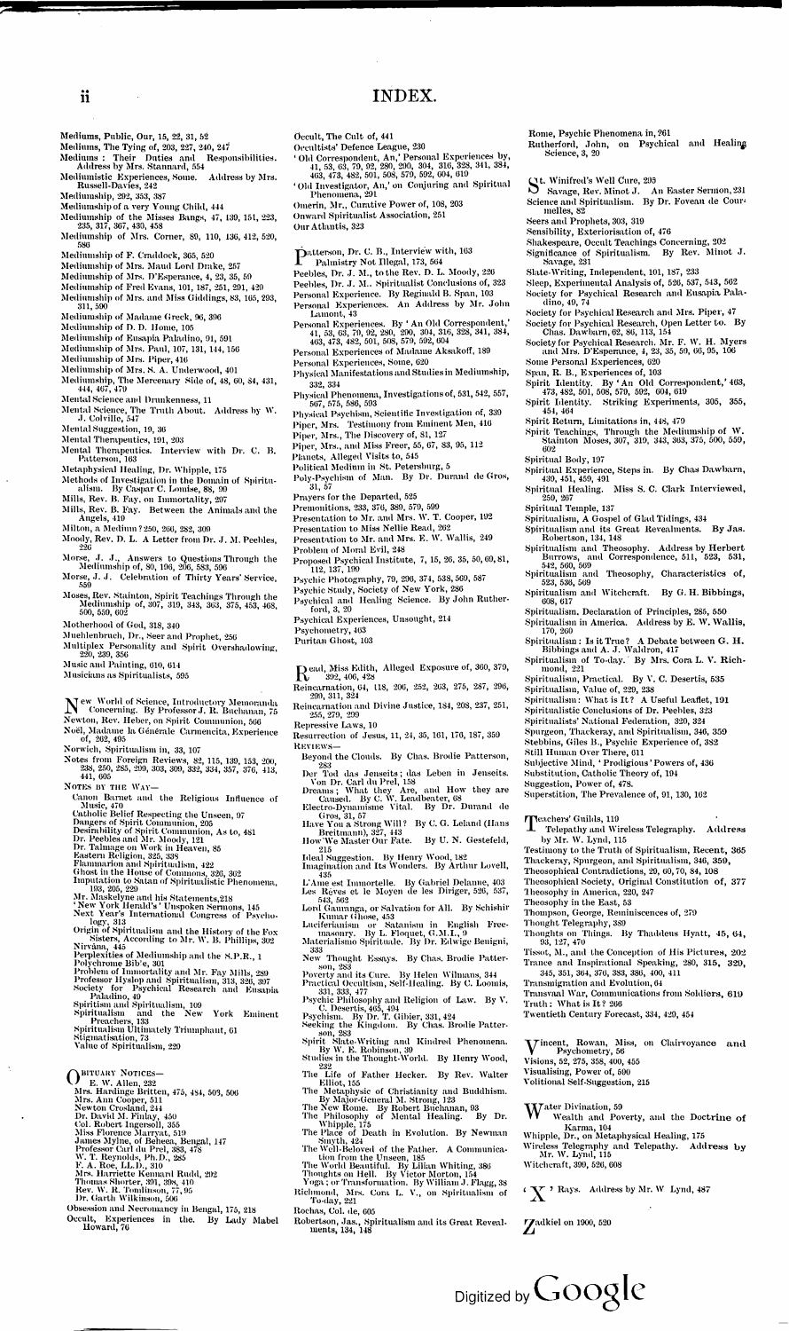# INDEX.

Mediums, Public, Our, 15, 22, 31, 52
Mediums, The Tying of, 203, 227, 240, 247
Mediums: Their Duties and Responsibilities. Address by Mrs. Stannard, 554
Mediumistic Experiences, Some. Address by Mrs. Russell-Davies, 242
Mediumship, 292, 353, 387
Mediumship of a very Young Child, 444
Mediumship of the Misses Bangs, 47, 139, 151, 223, 235, 317, 367, 430, 458
Mediumship of Mrs. Corner, 80, 110, 136, 412, 520, 586
Mediumship of F. Craddock, 365, 520
Mediumship of Mrs. Maud Lord Drake, 257
Mediumship of Mrs. D'Esperance, 4, 23, 35, 59
Mediumship of Fred Evans, 101, 187, 251, 291, 420
Mediumship of Mrs. and Miss Giddings, 83, 105, 293, 311, 590
Mediumship of Madame Greck, 96, 396
Mediumship of D. D. Home, 105
Mediumship of Eusapia Paladino, 91, 591
Mediumship of Mrs. Paul, 107, 131, 144, 156
Mediumship of Mrs. Piper, 416
Mediumship of Mrs. S. A. Underwood, 401
Mediumship, The Mercenary Side of, 48, 60, 84, 431, 444, 467, 479
Mental Science and Drunkenness, 11
Mental Science, The Truth About. Address by W. J. Colville, 547
Mental Suggestion, 19, 36
Mental Therapeutics, 191, 203
Mental Therapeutics. Interview with Dr. C. B. Patterson, 163
Metaphysical Healing, Dr. Whipple, 175
Methods of Investigation in the Domain of Spiritualism. By Caspar C. Louise, 88, 90
Mills, Rev. B. Fay, on Immortality, 207
Mills, Rev. B. Fay. Between the Animals and the Angels, 419
Milton, a Medium? 250, 260, 282, 309
Moody, Rev. D. L. A Letter from Dr. J. M. Peebles, 226
Morse, J. J., Answers to Questions Through the Mediumship of, 80, 196, 206, 583, 596
Morse, J. J. Celebration of Thirty Years' Service, 550
Moses, Rev. Stainton, Spirit Teachings Through the Mediumship of, 307, 319, 343, 363, 375, 453, 468, 500, 559, 602
Motherhood of God, 318, 340
Muehlenbruch, Dr., Seer and Prophet, 256
Multiplex Personality and Spirit Overshadowing, 220, 239, 356
Music and Painting, 610, 614
Musicians as Spiritualists, 595

New World of Science, Introductory Memoranda Concerning. By Professor J. R. Buchanan, 75
Newton, Rev. Heber, on Spirit Communion, 566
Noël, Madame la Générale Carmencita, Experience of, 262, 495
Norwich, Spiritualism in, 33, 107
Notes from Foreign Reviews, 82, 115, 139, 153, 200, 238, 250, 285, 299, 303, 309, 332, 334, 357, 376, 413, 441, 605
Notes by the Way—
- Canon Barnet and the Religious Influence of Music, 470
- Catholic Belief Respecting the Unseen, 97
- Dangers of Spirit Communion, 205
- Desirability of Spirit Communion, As to, 481
- Dr. Peebles and Mr. Moody, 121
- Dr. Talmage on Work in Heaven, 85
- Eastern Religion, 325, 338
- Flammarion and Spiritualism, 422
- Ghost in the House of Commons, 326, 362
- Imputation to Satan of Spiritualistic Phenomena, 193, 205, 229
- Mr. Maskelyne and his Statements, 218
- 'New York Herald's' Unspoken Sermons, 145
- Next Year's International Congress of Psychology, 313
- Origin of Spiritualism and the History of the Fox Sisters, According to Mr. W. B. Phillips, 302
- Nirvâna, 445
- Perplexities of Mediumship and the S.P.R., 1
- Polychrome Bible, 301
- Problem of Immortality and Mr. Fay Mills, 289
- Professor Hyslop and Spiritualism, 313, 326, 307
- Society for Psychical Research and Eusapia Paladino, 49
- Spiritism and Spiritualism, 109
- Spiritualism and the New York Eminent Preachers, 133
- Spiritualism Ultimately Triumphant, 61
- Stigmatisation, 73
- Value of Spiritualism, 229

Obituary Notices—
- E. W. Allen, 232
- Mrs. Hardinge Britten, 475, 484, 503, 506
- Mrs. Ann Cooper, 511
- Newton Crosland, 244
- Dr. David M. Finlay, 450
- Col. Robert Ingersoll, 355
- Miss Florence Marryat, 519
- James Mylne, of Beheea, Bengal, 147
- Professor Carl du Prel, 383, 478
- W. T. Reynolds, Ph.D., 285
- F. A. Roe, LL.D., 310
- Mrs. Harriette Kennard Rudd, 292
- Thomas Shorter, 391, 398, 410
- Rev. W. R. Tomlinson, 77, 95
- Dr. Garth Wilkinson, 506

Obsession and Necromancy in Bengal, 175, 218
Occult, Experiences in the. By Lady Mabel Howard, 76
Occult, The Cult of, 441
Occultists' Defence League, 230
'Old Correspondent, An,' Personal Experiences by, 41, 53, 63, 79, 92, 280, 290, 304, 316, 328, 341, 384, 403, 473, 482, 501, 508, 579, 592, 604, 619
'Old Investigator, An,' on Conjuring and Spiritual Phenomena, 291
Omerin, Mr., Curative Power of, 108, 203
Onward Spiritualist Association, 251
Our Atlantis, 323

Patterson, Dr. C. B., Interview with, 163
- Palmistry Not Illegal, 173, 564

Peebles, Dr. J. M., to the Rev. D. L. Moody, 226
Peebles, Dr. J. M., Spiritualist Conclusions of, 323
Personal Experience. By Reginald B. Span, 103
Personal Experiences. An Address by Mr. John Lamont, 43
Personal Experiences. By 'An Old Correspondent,' 41, 53, 63, 79, 92, 280, 290, 304, 316, 328, 341, 384, 403, 473, 482, 501, 508, 579, 592, 604
Personal Experiences of Madame Aksakoff, 189
Personal Experiences, Some, 620
Physical Manifestations and Studies in Mediumship, 332, 334
Physical Phenomena, Investigations of, 531, 542, 557, 567, 575, 586, 593
Physical Psychism, Scientific Investigation of, 339
Piper, Mrs. Testimony from Eminent Men, 416
Piper, Mrs., The Discovery of, 81, 127
Piper, Mrs., and Miss Freer, 55, 67, 83, 95, 112
Planets, Alleged Visits to, 545
Political Medium in St. Petersburg, 5
Poly-Psychism of Man. By Dr. Durand de Gros, 31, 57
Prayers for the Departed, 525
Premonitions, 233, 376, 389, 579, 599
Presentation to Mr. and Mrs. W. T. Cooper, 192
Presentation to Miss Nellie Read, 262
Presentation to Mr. and Mrs. E. W. Wallis, 249
Problem of Moral Evil, 248
Proposed Psychical Institute, 7, 15, 26, 35, 50, 69, 81, 112, 137, 190
Psychic Photography, 79, 296, 374, 538, 569, 587
Psychic Study, Society of New York, 286
Psychical and Healing Science. By John Rutherford, 3, 20
Psychical Experiences, Unsought, 214
Psychometry, 463
Puritan Ghost, 103

Read, Miss Edith, Alleged Exposure of, 360, 379, 392, 406, 428
Reincarnation, 64, 118, 206, 252, 263, 275, 287, 296, 299, 311, 324
Reincarnation and Divine Justice, 184, 208, 237, 251, 255, 279, 299
Repressive Laws, 10
Resurrection of Jesus, 11, 24, 35, 161, 176, 187, 350
Reviews—
- Beyond the Clouds. By Chas. Brodie Patterson, 283
- Der Tod das Jenseits; das Leben in Jenseits. Von Dr. Carl du Prel, 158
- Dreams; What they Are, and How they are Caused. By C. W. Leadbeater, 68
- Electro-Dynamisme Vital. By Dr. Durand de Gros, 31, 57
- Have You a Strong Will? By C. G. Leland (Hans Breitmann), 327, 443
- How We Master Our Fate. By U. N. Gestefeld, 215
- Ideal Suggestion. By Henry Wood, 182
- Imagination and Its Wonders. By Arthur Lovell, 435
- L'Ame est Immortelle. By Gabriel Delanne, 485
- Les Rêves et le Moyen de les Diriger, 526, 537, 543, 562
- Lord Gauranga, or Salvation for All. By Schishir Kumar Ghose, 453
- Luciferianism or Satanism in English Freemasonry. By L. Floquet, G.M.I., 9
- Materialismo Spirituale. By Dr. Edwige Benigni, 333
- New Thought Essays. By Chas. Brodie Patterson, 283
- Poverty and its Cure. By Helen Wilmans, 344
- Practical Occultism, Self-Healing. By C. Loomis, 331, 333, 477
- Psychic Philosophy and Religion of Law. By V. C. Desertis, 465, 494
- Psychism. By Dr. T. Gibier, 331, 424
- Seeking the Kingdom. By Chas. Brodie Patterson, 283
- Spirit Slate-Writing and Kindred Phenomena. By W. E. Robinson, 30
- Studies in the Thought-World. By Henry Wood, 232
- The Life of Father Hecker. By Rev. Walter Elliot, 155
- The Metaphysic of Christianity and Buddhism. By Major-General M. Strong, 123
- The New Rome. By Robert Buchanan, 93
- The Philosophy of Mental Healing. By Dr. Whipple, 175
- The Place of Death in Evolution. By Newman Smyth, 424
- The Well-Beloved of the Father. A Communication from the Unseen, 185
- The World Beautiful. By Lilian Whiting, 386
- Thoughts on Hell. By Victor Morton, 154
- Yoga; or Transformation. By William J. Flagg, 38

Richmond, Mrs. Cora L. V., on Spiritualism of To-day, 221
Rochas, Col. de, 605
Robertson, Jas., Spiritualism and its Great Revealments, 134, 148
Rome, Psychic Phenomena in, 261
Rutherford, John, on Psychical and Healing Science, 3, 20

St. Winifred's Well Cure, 295
Savage, Rev. Minot J. An Easter Sermon, 231
Science and Spiritualism. By Dr. Foveau de Courmelles, 82
Seers and Prophets, 303, 319
Sensibility, Exteriorisation of, 476
Shakespeare, Occult Teachings Concerning, 202
Significance of Spiritualism. By Rev. Minot J. Savage, 231
Slate-Writing, Independent, 101, 187, 233
Sleep, Experimental Analysis of, 526, 537, 543, 562
Society for Psychical Research and Eusapia Paladino, 49
Society for Psychical Research and Mrs. Piper, 47
Society for Psychical Research, Open Letter to. By Chas. Dawbarn, 62, 86, 113, 154
Society for Psychical Research. Mr. F. W. H. Myers and Mrs. D'Esperance, 4, 23, 35, 59, 66, 95, 106
Some Personal Experiences, 620
Span, R. B., Experiences of, 103
Spirit Identity. By 'An Old Correspondent,' 463, 473, 482, 501, 508, 579, 592, 604, 619
Spirit Identity. Striking Experiments, 305, 355, 454, 464
Spirit Return, Limitations in, 448, 479
Spirit Teachings, Through the Mediumship of W. Stainton Moses, 307, 319, 343, 363, 375, 500, 559, 602
Spiritual Body, 197
Spiritual Experience, Steps in. By Chas Dawbarn, 439, 451, 459, 491
Spiritual Healing. Miss S. C. Clark Interviewed, 250, 267
Spiritual Temple, 137
Spiritualism, A Gospel of Glad Tidings, 434
Spiritualism and its Great Revealments. By Jas. Robertson, 134, 148
Spiritualism and Theosophy. Address by Herbert Burrows, and Correspondence, 511, 523, 531, 542, 560, 569
Spiritualism and Theosophy, Characteristics of, 523, 536, 569
Spiritualism and Witchcraft. By G. H. Bibbings, 608, 617
Spiritualism, Declaration of Principles, 285, 550
Spiritualism in America. Address by E. W. Wallis, 170, 200
Spiritualism: Is it True? A Debate between G. H. Bibbings and A. J. Waldron, 417
Spiritualism of To-day. By Mrs. Cora L. V. Richmond, 221
Spiritualism, Practical. By V. C. Desertis, 535
Spiritualism, Value of, 229, 238
Spiritualism: What is It? A Useful Leaflet, 191
Spiritualistic Conclusions of Dr. Peebles, 323
Spiritualists' National Federation, 320, 324
Spurgeon, Thackeray, and Spiritualism, 346, 359
Stebbins, Giles B., Psychic Experience of, 382
Still Human Over There, 611
Subjective Mind, 'Prodigious' Powers of, 436
Substitution, Catholic Theory of, 194
Suggestion, Power of, 478.
Superstition, The Prevalence of, 91, 130, 162

Teachers' Guilds, 119
Telepathy and Wireless Telegraphy. Address by Mr. W. Lynd, 115

Testimony to the Truth of Spiritualism, Recent, 365
Thackeray, Spurgeon, and Spiritualism, 346, 359,
Theosophical Contradictions, 29, 60, 70, 84, 108
Theosophical Society, Original Constitution of, 377
Theosophy in America, 220, 247
Theosophy in the East, 53
Thompson, George, Reminiscences of, 279
Thought Telegraphy, 389
Thoughts on Things. By Thaddeus Hyatt, 45, 64, 93, 127, 470
Tissot, M., and the Conception of His Pictures, 202
Trance and Inspirational Speaking, 280, 315, 320, 345, 351, 364, 370, 383, 386, 400, 411
Transmigration and Evolution, 64
Transvaal War, Communications from Soldiers, 619
Truth: What is It? 266
Twentieth Century Forecast, 334, 420, 454

Vincent, Rowan, Miss, on Clairvoyance and Psychometry, 56
Visions, 52, 275, 358, 400, 455
Visualising, Power of, 500
Volitional Self-Suggestion, 215

Water Divination, 59
Wealth and Poverty, and the Doctrine of Karma, 104

Whipple, Dr., on Metaphysical Healing, 175
Wireless Telegraphy and Telepathy. Address by Mr. W. Lynd, 115
Witchcraft, 390, 526, 608

'X' Rays. Address by Mr. W Lynd, 487

Zadkiel on 1900, 520